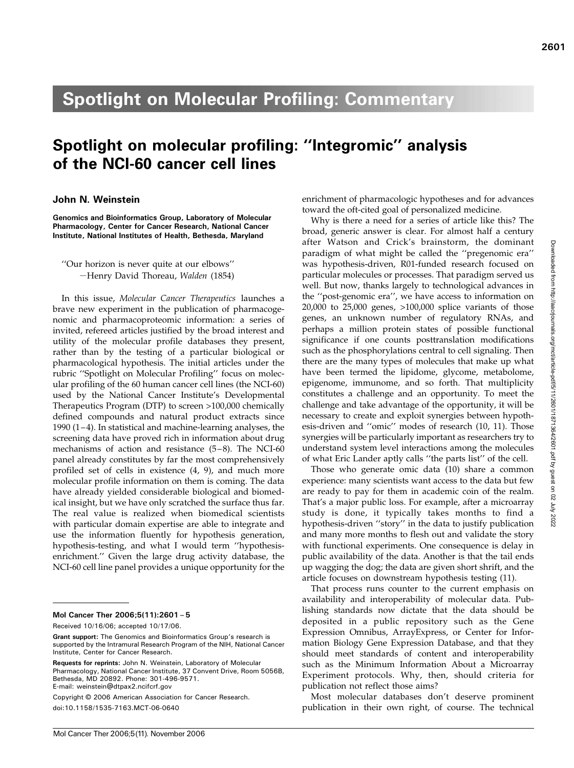# Spotlight on Molecular Profiling: Commentary

## Spotlight on molecular profiling: ''Integromic'' analysis of the NCI-60 cancer cell lines

**John N. Weinstein**

**Genomics and Bioinformatics Group, Laboratory of Molecular Pharmacology, Center for Cancer Research, National Cancer Institute, National Institutes of Health, Bethesda, Maryland**

> ''Our horizon is never quite at our elbows''
> —Henry David Thoreau, *Walden* (1854)

In this issue, *Molecular Cancer Therapeutics* launches a brave new experiment in the publication of pharmacogenomic and pharmacoproteomic information: a series of invited, refereed articles justified by the broad interest and utility of the molecular profile databases they present, rather than by the testing of a particular biological or pharmacological hypothesis. The initial articles under the rubric ''Spotlight on Molecular Profiling'' focus on molecular profiling of the 60 human cancer cell lines (the NCI-60) used by the National Cancer Institute's Developmental Therapeutics Program (DTP) to screen >100,000 chemically defined compounds and natural product extracts since 1990 (1–4). In statistical and machine-learning analyses, the screening data have proved rich in information about drug mechanisms of action and resistance (5–8). The NCI-60 panel already constitutes by far the most comprehensively profiled set of cells in existence (4, 9), and much more molecular profile information on them is coming. The data have already yielded considerable biological and biomedical insight, but we have only scratched the surface thus far. The real value is realized when biomedical scientists with particular domain expertise are able to integrate and use the information fluently for hypothesis generation, hypothesis-testing, and what I would term ''hypothesis-enrichment.'' Given the large drug activity database, the NCI-60 cell line panel provides a unique opportunity for the enrichment of pharmacologic hypotheses and for advances toward the oft-cited goal of personalized medicine.

Why is there a need for a series of article like this? The broad, generic answer is clear. For almost half a century after Watson and Crick's brainstorm, the dominant paradigm of what might be called the ''pregenomic era'' was hypothesis-driven, R01-funded research focused on particular molecules or processes. That paradigm served us well. But now, thanks largely to technological advances in the ''post-genomic era'', we have access to information on 20,000 to 25,000 genes, >100,000 splice variants of those genes, an unknown number of regulatory RNAs, and perhaps a million protein states of possible functional significance if one counts posttranslation modifications such as the phosphorylations central to cell signaling. Then there are the many types of molecules that make up what have been termed the lipidome, glycome, metabolome, epigenome, immunome, and so forth. That multiplicity constitutes a challenge and an opportunity. To meet the challenge and take advantage of the opportunity, it will be necessary to create and exploit synergies between hypothesis-driven and ''omic'' modes of research (10, 11). Those synergies will be particularly important as researchers try to understand system level interactions among the molecules of what Eric Lander aptly calls ''the parts list'' of the cell.

Those who generate omic data (10) share a common experience: many scientists want access to the data but few are ready to pay for them in academic coin of the realm. That's a major public loss. For example, after a microarray study is done, it typically takes months to find a hypothesis-driven ''story'' in the data to justify publication and many more months to flesh out and validate the story with functional experiments. One consequence is delay in public availability of the data. Another is that the tail ends up wagging the dog; the data are given short shrift, and the article focuses on downstream hypothesis testing (11).

That process runs counter to the current emphasis on availability and interoperability of molecular data. Publishing standards now dictate that the data should be deposited in a public repository such as the Gene Expression Omnibus, ArrayExpress, or Center for Information Biology Gene Expression Database, and that they should meet standards of content and interoperability such as the Minimum Information About a Microarray Experiment protocols. Why, then, should criteria for publication not reflect those aims?

Most molecular databases don't deserve prominent publication in their own right, of course. The technical

---

Mol Cancer Ther 2006;5(11):2601–5

Received 10/16/06; accepted 10/17/06.

**Grant support:** The Genomics and Bioinformatics Group's research is supported by the Intramural Research Program of the NIH, National Cancer Institute, Center for Cancer Research.

**Requests for reprints:** John N. Weinstein, Laboratory of Molecular Pharmacology, National Cancer Institute, 37 Convent Drive, Room 5056B, Bethesda, MD 20892. Phone: 301-496-9571. E-mail: weinstein@dtpax2.ncifcrf.gov

Copyright © 2006 American Association for Cancer Research.

doi:10.1158/1535-7163.MCT-06-0640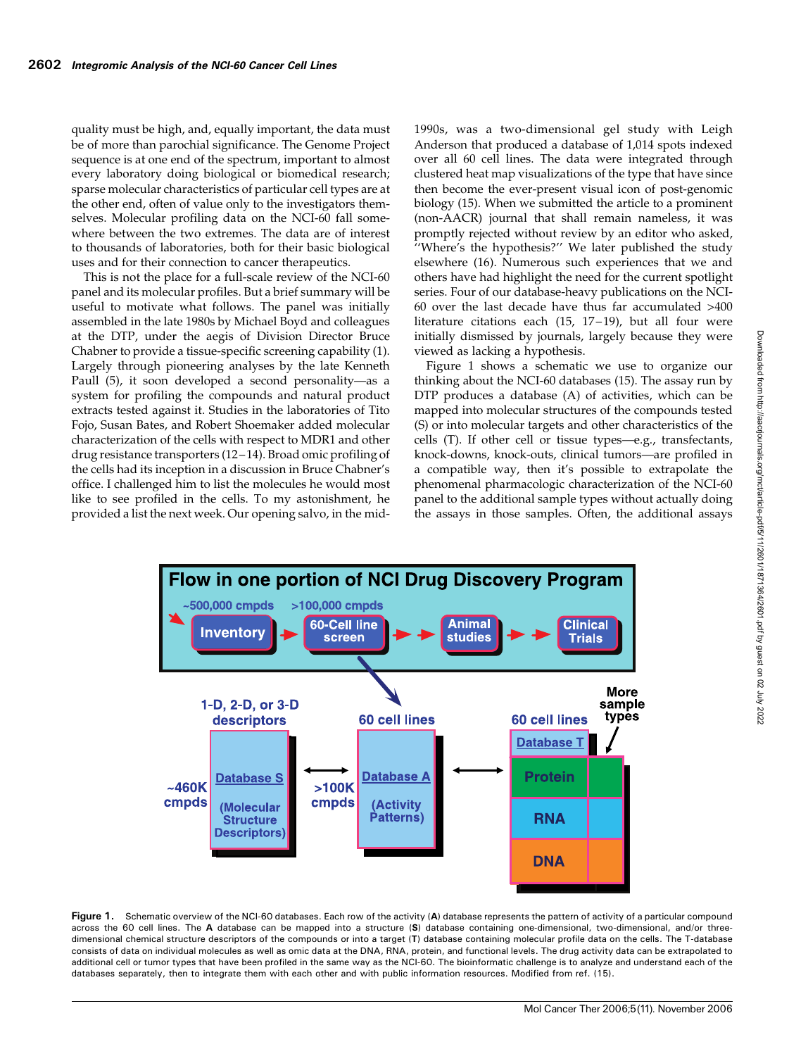quality must be high, and, equally important, the data must be of more than parochial significance. The Genome Project sequence is at one end of the spectrum, important to almost every laboratory doing biological or biomedical research; sparse molecular characteristics of particular cell types are at the other end, often of value only to the investigators themselves. Molecular profiling data on the NCI-60 fall somewhere between the two extremes. The data are of interest to thousands of laboratories, both for their basic biological uses and for their connection to cancer therapeutics.

This is not the place for a full-scale review of the NCI-60 panel and its molecular profiles. But a brief summary will be useful to motivate what follows. The panel was initially assembled in the late 1980s by Michael Boyd and colleagues at the DTP, under the aegis of Division Director Bruce Chabner to provide a tissue-specific screening capability (1). Largely through pioneering analyses by the late Kenneth Paull (5), it soon developed a second personality—as a system for profiling the compounds and natural product extracts tested against it. Studies in the laboratories of Tito Fojo, Susan Bates, and Robert Shoemaker added molecular characterization of the cells with respect to MDR1 and other drug resistance transporters (12–14). Broad omic profiling of the cells had its inception in a discussion in Bruce Chabner's office. I challenged him to list the molecules he would most like to see profiled in the cells. To my astonishment, he provided a list the next week. Our opening salvo, in the mid-1990s, was a two-dimensional gel study with Leigh Anderson that produced a database of 1,014 spots indexed over all 60 cell lines. The data were integrated through clustered heat map visualizations of the type that have since then become the ever-present visual icon of post-genomic biology (15). When we submitted the article to a prominent (non-AACR) journal that shall remain nameless, it was promptly rejected without review by an editor who asked, ''Where's the hypothesis?'' We later published the study elsewhere (16). Numerous such experiences that we and others have had highlight the need for the current spotlight series. Four of our database-heavy publications on the NCI-60 over the last decade have thus far accumulated >400 literature citations each (15, 17–19), but all four were initially dismissed by journals, largely because they were viewed as lacking a hypothesis.

Figure 1 shows a schematic we use to organize our thinking about the NCI-60 databases (15). The assay run by DTP produces a database (A) of activities, which can be mapped into molecular structures of the compounds tested (S) or into molecular targets and other characteristics of the cells (T). If other cell or tissue types—e.g., transfectants, knock-downs, knock-outs, clinical tumors—are profiled in a compatible way, then it's possible to extrapolate the phenomenal pharmacologic characterization of the NCI-60 panel to the additional sample types without actually doing the assays in those samples. Often, the additional assays

**Figure 1.** Schematic overview of the NCI-60 databases. Each row of the activity (**A**) database represents the pattern of activity of a particular compound across the 60 cell lines. The **A** database can be mapped into a structure (**S**) database containing one-dimensional, two-dimensional, and/or three-dimensional chemical structure descriptors of the compounds or into a target (**T**) database containing molecular profile data on the cells. The T-database consists of data on individual molecules as well as omic data at the DNA, RNA, protein, and functional levels. The drug activity data can be extrapolated to additional cell or tumor types that have been profiled in the same way as the NCI-60. The bioinformatic challenge is to analyze and understand each of the databases separately, then to integrate them with each other and with public information resources. Modified from ref. (15).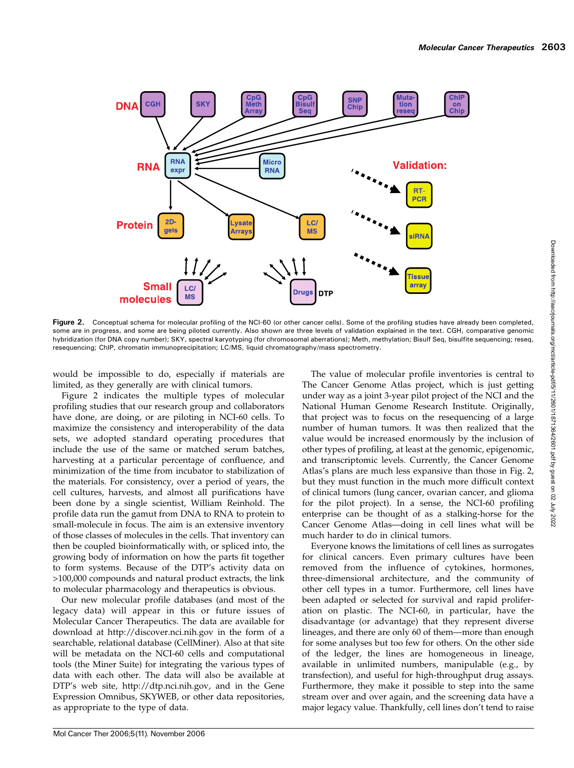Figure 2. Conceptual schema for molecular profiling of the NCI-60 (or other cancer cells). Some of the profiling studies have already been completed, some are in progress, and some are being piloted currently. Also shown are three levels of validation explained in the text. CGH, comparative genomic hybridization (for DNA copy number); SKY, spectral karyotyping (for chromosomal aberrations); Meth, methylation; Bisulf Seq, bisulfite sequencing; reseq, resequencing; ChIP, chromatin immunoprecipitation; LC/MS, liquid chromatography/mass spectrometry.

would be impossible to do, especially if materials are limited, as they generally are with clinical tumors.

Figure 2 indicates the multiple types of molecular profiling studies that our research group and collaborators have done, are doing, or are piloting in NCI-60 cells. To maximize the consistency and interoperability of the data sets, we adopted standard operating procedures that include the use of the same or matched serum batches, harvesting at a particular percentage of confluence, and minimization of the time from incubator to stabilization of the materials. For consistency, over a period of years, the cell cultures, harvests, and almost all purifications have been done by a single scientist, William Reinhold. The profile data run the gamut from DNA to RNA to protein to small-molecule in focus. The aim is an extensive inventory of those classes of molecules in the cells. That inventory can then be coupled bioinformatically with, or spliced into, the growing body of information on how the parts fit together to form systems. Because of the DTP's activity data on >100,000 compounds and natural product extracts, the link to molecular pharmacology and therapeutics is obvious.

Our new molecular profile databases (and most of the legacy data) will appear in this or future issues of Molecular Cancer Therapeutics. The data are available for download at http://discover.nci.nih.gov in the form of a searchable, relational database (CellMiner). Also at that site will be metadata on the NCI-60 cells and computational tools (the Miner Suite) for integrating the various types of data with each other. The data will also be available at DTP's web site, http://dtp.nci.nih.gov, and in the Gene Expression Omnibus, SKYWEB, or other data repositories, as appropriate to the type of data.

The value of molecular profile inventories is central to The Cancer Genome Atlas project, which is just getting under way as a joint 3-year pilot project of the NCI and the National Human Genome Research Institute. Originally, that project was to focus on the resequencing of a large number of human tumors. It was then realized that the value would be increased enormously by the inclusion of other types of profiling, at least at the genomic, epigenomic, and transcriptomic levels. Currently, the Cancer Genome Atlas's plans are much less expansive than those in Fig. 2, but they must function in the much more difficult context of clinical tumors (lung cancer, ovarian cancer, and glioma for the pilot project). In a sense, the NCI-60 profiling enterprise can be thought of as a stalking-horse for the Cancer Genome Atlas—doing in cell lines what will be much harder to do in clinical tumors.

Everyone knows the limitations of cell lines as surrogates for clinical cancers. Even primary cultures have been removed from the influence of cytokines, hormones, three-dimensional architecture, and the community of other cell types in a tumor. Furthermore, cell lines have been adapted or selected for survival and rapid proliferation on plastic. The NCI-60, in particular, have the disadvantage (or advantage) that they represent diverse lineages, and there are only 60 of them—more than enough for some analyses but too few for others. On the other side of the ledger, the lines are homogeneous in lineage, available in unlimited numbers, manipulable (e.g., by transfection), and useful for high-throughput drug assays. Furthermore, they make it possible to step into the same stream over and over again, and the screening data have a major legacy value. Thankfully, cell lines don't tend to raise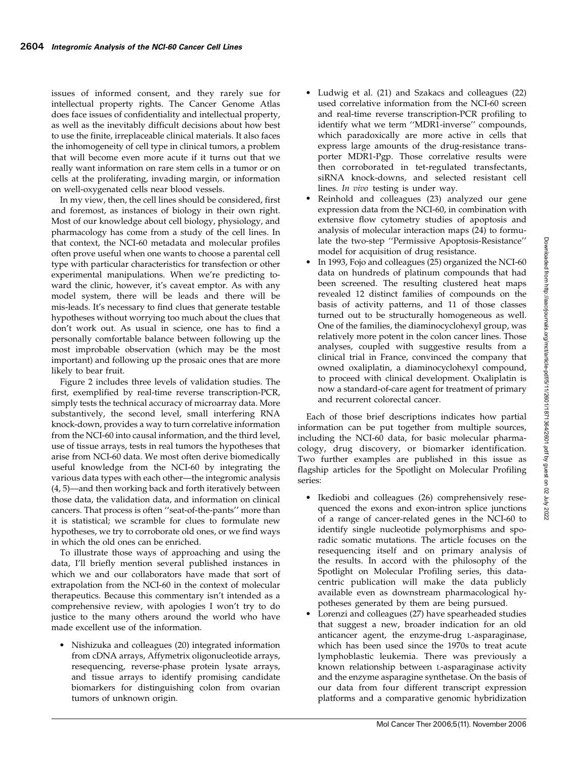issues of informed consent, and they rarely sue for intellectual property rights. The Cancer Genome Atlas does face issues of confidentiality and intellectual property, as well as the inevitably difficult decisions about how best to use the finite, irreplaceable clinical materials. It also faces the inhomogeneity of cell type in clinical tumors, a problem that will become even more acute if it turns out that we really want information on rare stem cells in a tumor or on cells at the proliferating, invading margin, or information on well-oxygenated cells near blood vessels.

In my view, then, the cell lines should be considered, first and foremost, as instances of biology in their own right. Most of our knowledge about cell biology, physiology, and pharmacology has come from a study of the cell lines. In that context, the NCI-60 metadata and molecular profiles often prove useful when one wants to choose a parental cell type with particular characteristics for transfection or other experimental manipulations. When we're predicting toward the clinic, however, it's caveat emptor. As with any model system, there will be leads and there will be mis-leads. It's necessary to find clues that generate testable hypotheses without worrying too much about the clues that don't work out. As usual in science, one has to find a personally comfortable balance between following up the most improbable observation (which may be the most important) and following up the prosaic ones that are more likely to bear fruit.

Figure 2 includes three levels of validation studies. The first, exemplified by real-time reverse transcription-PCR, simply tests the technical accuracy of microarray data. More substantively, the second level, small interfering RNA knock-down, provides a way to turn correlative information from the NCI-60 into causal information, and the third level, use of tissue arrays, tests in real tumors the hypotheses that arise from NCI-60 data. We most often derive biomedically useful knowledge from the NCI-60 by integrating the various data types with each other—the integromic analysis (4, 5)—and then working back and forth iteratively between those data, the validation data, and information on clinical cancers. That process is often ''seat-of-the-pants'' more than it is statistical; we scramble for clues to formulate new hypotheses, we try to corroborate old ones, or we find ways in which the old ones can be enriched.

To illustrate those ways of approaching and using the data, I'll briefly mention several published instances in which we and our collaborators have made that sort of extrapolation from the NCI-60 in the context of molecular therapeutics. Because this commentary isn't intended as a comprehensive review, with apologies I won't try to do justice to the many others around the world who have made excellent use of the information.

- Nishizuka and colleagues (20) integrated information from cDNA arrays, Affymetrix oligonucleotide arrays, resequencing, reverse-phase protein lysate arrays, and tissue arrays to identify promising candidate biomarkers for distinguishing colon from ovarian tumors of unknown origin.
- Ludwig et al. (21) and Szakacs and colleagues (22) used correlative information from the NCI-60 screen and real-time reverse transcription-PCR profiling to identify what we term ''MDR1-inverse'' compounds, which paradoxically are more active in cells that express large amounts of the drug-resistance transporter MDR1-Pgp. Those correlative results were then corroborated in tet-regulated transfectants, siRNA knock-downs, and selected resistant cell lines. *In vivo* testing is under way.
- Reinhold and colleagues (23) analyzed our gene expression data from the NCI-60, in combination with extensive flow cytometry studies of apoptosis and analysis of molecular interaction maps (24) to formulate the two-step ''Permissive Apoptosis-Resistance'' model for acquisition of drug resistance.
- In 1993, Fojo and colleagues (25) organized the NCI-60 data on hundreds of platinum compounds that had been screened. The resulting clustered heat maps revealed 12 distinct families of compounds on the basis of activity patterns, and 11 of those classes turned out to be structurally homogeneous as well. One of the families, the diaminocyclohexyl group, was relatively more potent in the colon cancer lines. Those analyses, coupled with suggestive results from a clinical trial in France, convinced the company that owned oxaliplatin, a diaminocyclohexyl compound, to proceed with clinical development. Oxaliplatin is now a standard-of-care agent for treatment of primary and recurrent colorectal cancer.

Each of those brief descriptions indicates how partial information can be put together from multiple sources, including the NCI-60 data, for basic molecular pharmacology, drug discovery, or biomarker identification. Two further examples are published in this issue as flagship articles for the Spotlight on Molecular Profiling series:

- Ikediobi and colleagues (26) comprehensively resequenced the exons and exon-intron splice junctions of a range of cancer-related genes in the NCI-60 to identify single nucleotide polymorphisms and sporadic somatic mutations. The article focuses on the resequencing itself and on primary analysis of the results. In accord with the philosophy of the Spotlight on Molecular Profiling series, this data-centric publication will make the data publicly available even as downstream pharmacological hypotheses generated by them are being pursued.
- Lorenzi and colleagues (27) have spearheaded studies that suggest a new, broader indication for an old anticancer agent, the enzyme-drug L-asparaginase, which has been used since the 1970s to treat acute lymphoblastic leukemia. There was previously a known relationship between L-asparaginase activity and the enzyme asparagine synthetase. On the basis of our data from four different transcript expression platforms and a comparative genomic hybridization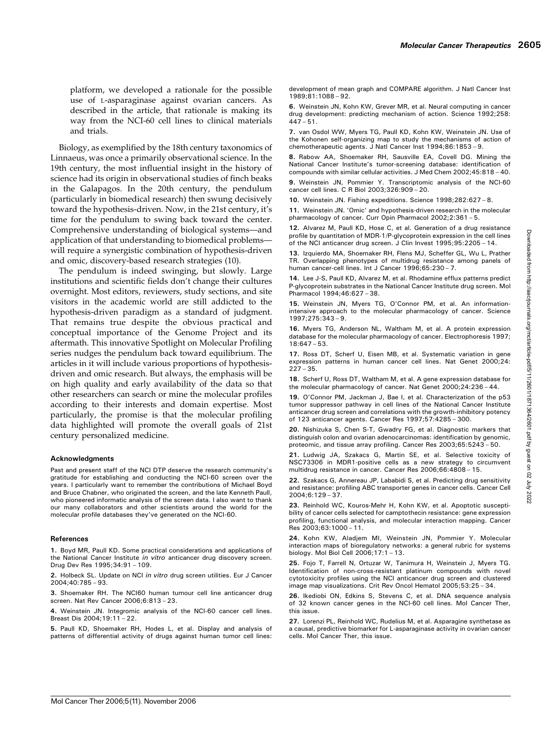platform, we developed a rationale for the possible use of L-asparaginase against ovarian cancers. As described in the article, that rationale is making its way from the NCI-60 cell lines to clinical materials and trials.

Biology, as exemplified by the 18th century taxonomics of Linnaeus, was once a primarily observational science. In the 19th century, the most influential insight in the history of science had its origin in observational studies of finch beaks in the Galapagos. In the 20th century, the pendulum (particularly in biomedical research) then swung decisively toward the hypothesis-driven. Now, in the 21st century, it's time for the pendulum to swing back toward the center. Comprehensive understanding of biological systems—and application of that understanding to biomedical problems—will require a synergistic combination of hypothesis-driven and omic, discovery-based research strategies (10).

The pendulum is indeed swinging, but slowly. Large institutions and scientific fields don't change their cultures overnight. Most editors, reviewers, study sections, and site visitors in the academic world are still addicted to the hypothesis-driven paradigm as a standard of judgment. That remains true despite the obvious practical and conceptual importance of the Genome Project and its aftermath. This innovative Spotlight on Molecular Profiling series nudges the pendulum back toward equilibrium. The articles in it will include various proportions of hypothesis-driven and omic research. But always, the emphasis will be on high quality and early availability of the data so that other researchers can search or mine the molecular profiles according to their interests and domain expertise. Most particularly, the promise is that the molecular profiling data highlighted will promote the overall goals of 21st century personalized medicine.

#### Acknowledgments

Past and present staff of the NCI DTP deserve the research community's gratitude for establishing and conducting the NCI-60 screen over the years. I particularly want to remember the contributions of Michael Boyd and Bruce Chabner, who originated the screen, and the late Kenneth Paull, who pioneered informatic analysis of the screen data. I also want to thank our many collaborators and other scientists around the world for the molecular profile databases they've generated on the NCI-60.

#### References

1. Boyd MR, Paull KD. Some practical considerations and applications of the National Cancer Institute *in vitro* anticancer drug discovery screen. Drug Dev Res 1995;34:91 – 109.
2. Holbeck SL. Update on NCI *in vitro* drug screen utilities. Eur J Cancer 2004;40:785 – 93.
3. Shoemaker RH. The NCI60 human tumour cell line anticancer drug screen. Nat Rev Cancer 2006;6:813 – 23.
4. Weinstein JN. Integromic analysis of the NCI-60 cancer cell lines. Breast Dis 2004;19:11 – 22.
5. Paull KD, Shoemaker RH, Hodes L, et al. Display and analysis of patterns of differential activity of drugs against human tumor cell lines: development of mean graph and COMPARE algorithm. J Natl Cancer Inst 1989;81:1088 – 92.
6. Weinstein JN, Kohn KW, Grever MR, et al. Neural computing in cancer drug development: predicting mechanism of action. Science 1992;258: 447 – 51.
7. van Osdol WW, Myers TG, Paull KD, Kohn KW, Weinstein JN. Use of the Kohonen self-organizing map to study the mechanisms of action of chemotherapeutic agents. J Natl Cancer Inst 1994;86:1853 – 9.
8. Rabow AA, Shoemaker RH, Sausville EA, Covell DG. Mining the National Cancer Institute's tumor-screening database: identification of compounds with similar cellular activities. J Med Chem 2002;45:818 – 40.
9. Weinstein JN, Pommier Y. Transcriptomic analysis of the NCI-60 cancer cell lines. C R Biol 2003;326:909 – 20.
10. Weinstein JN. Fishing expeditions. Science 1998;282:627 – 8.
11. Weinstein JN. 'Omic' and hypothesis-driven research in the molecular pharmacology of cancer. Curr Opin Pharmacol 2002;2:361 – 5.
12. Alvarez M, Paull KD, Hose C, et al. Generation of a drug resistance profile by quantitation of MDR-1/P-glycoprotein expression in the cell lines of the NCI anticancer drug screen. J Clin Invest 1995;95:2205 – 14.
13. Izquierdo MA, Shoemaker RH, Flens MJ, Scheffer GL, Wu L, Prather TR. Overlapping phenotypes of multidrug resistance among panels of human cancer-cell lines. Int J Cancer 1996;65:230 – 7.
14. Lee J-S, Paull KD, Alvarez M, et al. Rhodamine efflux patterns predict P-glycoprotein substrates in the National Cancer Institute drug screen. Mol Pharmacol 1994;46:627 – 38.
15. Weinstein JN, Myers TG, O'Connor PM, et al. An information-intensive approach to the molecular pharmacology of cancer. Science 1997;275:343 – 9.
16. Myers TG, Anderson NL, Waltham M, et al. A protein expression database for the molecular pharmacology of cancer. Electrophoresis 1997; 18:647 – 53.
17. Ross DT, Scherf U, Eisen MB, et al. Systematic variation in gene expression patterns in human cancer cell lines. Nat Genet 2000;24: 227 – 35.
18. Scherf U, Ross DT, Waltham M, et al. A gene expression database for the molecular pharmacology of cancer. Nat Genet 2000;24:236 – 44.
19. O'Connor PM, Jackman J, Bae I, et al. Characterization of the p53 tumor suppressor pathway in cell lines of the National Cancer Institute anticancer drug screen and correlations with the growth-inhibitory potency of 123 anticancer agents. Cancer Res 1997;57:4285 – 300.
20. Nishizuka S, Chen S-T, Gwadry FG, et al. Diagnostic markers that distinguish colon and ovarian adenocarcinomas: identification by genomic, proteomic, and tissue array profiling. Cancer Res 2003;65:5243 – 50.
21. Ludwig JA, Szakacs G, Martin SE, et al. Selective toxicity of NSC73306 in MDR1-positive cells as a new strategy to circumvent multidrug resistance in cancer. Cancer Res 2006;66:4808 – 15.
22. Szakacs G, Annereau JP, Lababidi S, et al. Predicting drug sensitivity and resistance: profiling ABC transporter genes in cancer cells. Cancer Cell 2004;6:129 – 37.
23. Reinhold WC, Kouros-Mehr H, Kohn KW, et al. Apoptotic susceptibility of cancer cells selected for camptothecin resistance: gene expression profiling, functional analysis, and molecular interaction mapping. Cancer Res 2003;63:1000 – 11.
24. Kohn KW, Aladjem MI, Weinstein JN, Pommier Y. Molecular interaction maps of bioregulatory networks: a general rubric for systems biology. Mol Biol Cell 2006;17:1 – 13.
25. Fojo T, Farrell N, Ortuzar W, Tanimura H, Weinstein J, Myers TG. Identification of non-cross-resistant platinum compounds with novel cytotoxicity profiles using the NCI anticancer drug screen and clustered image map visualizations. Crit Rev Oncol Hematol 2005;53:25 – 34.
26. Ikediobi ON, Edkins S, Stevens C, et al. DNA sequence analysis of 32 known cancer genes in the NCI-60 cell lines. Mol Cancer Ther, this issue.
27. Lorenzi PL, Reinhold WC, Rudelius M, et al. Asparagine synthetase as a causal, predictive biomarker for L-asparaginase activity in ovarian cancer cells. Mol Cancer Ther, this issue.